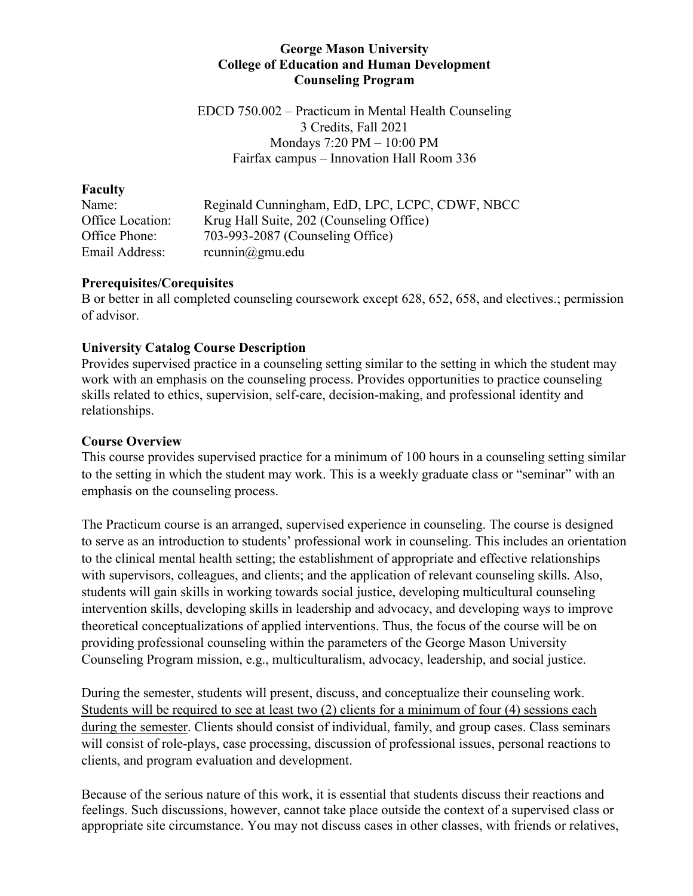**George Mason University**
**College of Education and Human Development**
**Counseling Program**

EDCD 750.002 – Practicum in Mental Health Counseling
3 Credits, Fall 2021
Mondays 7:20 PM – 10:00 PM
Fairfax campus – Innovation Hall Room 336

## Faculty

Name: Reginald Cunningham, EdD, LPC, LCPC, CDWF, NBCC
Office Location: Krug Hall Suite, 202 (Counseling Office)
Office Phone: 703-993-2087 (Counseling Office)
Email Address: rcunnin@gmu.edu

## Prerequisites/Corequisites

B or better in all completed counseling coursework except 628, 652, 658, and electives.; permission of advisor.

## University Catalog Course Description

Provides supervised practice in a counseling setting similar to the setting in which the student may work with an emphasis on the counseling process. Provides opportunities to practice counseling skills related to ethics, supervision, self-care, decision-making, and professional identity and relationships.

## Course Overview

This course provides supervised practice for a minimum of 100 hours in a counseling setting similar to the setting in which the student may work. This is a weekly graduate class or "seminar" with an emphasis on the counseling process.

The Practicum course is an arranged, supervised experience in counseling. The course is designed to serve as an introduction to students' professional work in counseling. This includes an orientation to the clinical mental health setting; the establishment of appropriate and effective relationships with supervisors, colleagues, and clients; and the application of relevant counseling skills. Also, students will gain skills in working towards social justice, developing multicultural counseling intervention skills, developing skills in leadership and advocacy, and developing ways to improve theoretical conceptualizations of applied interventions. Thus, the focus of the course will be on providing professional counseling within the parameters of the George Mason University Counseling Program mission, e.g., multiculturalism, advocacy, leadership, and social justice.

During the semester, students will present, discuss, and conceptualize their counseling work. Students will be required to see at least two (2) clients for a minimum of four (4) sessions each during the semester. Clients should consist of individual, family, and group cases. Class seminars will consist of role-plays, case processing, discussion of professional issues, personal reactions to clients, and program evaluation and development.

Because of the serious nature of this work, it is essential that students discuss their reactions and feelings. Such discussions, however, cannot take place outside the context of a supervised class or appropriate site circumstance. You may not discuss cases in other classes, with friends or relatives,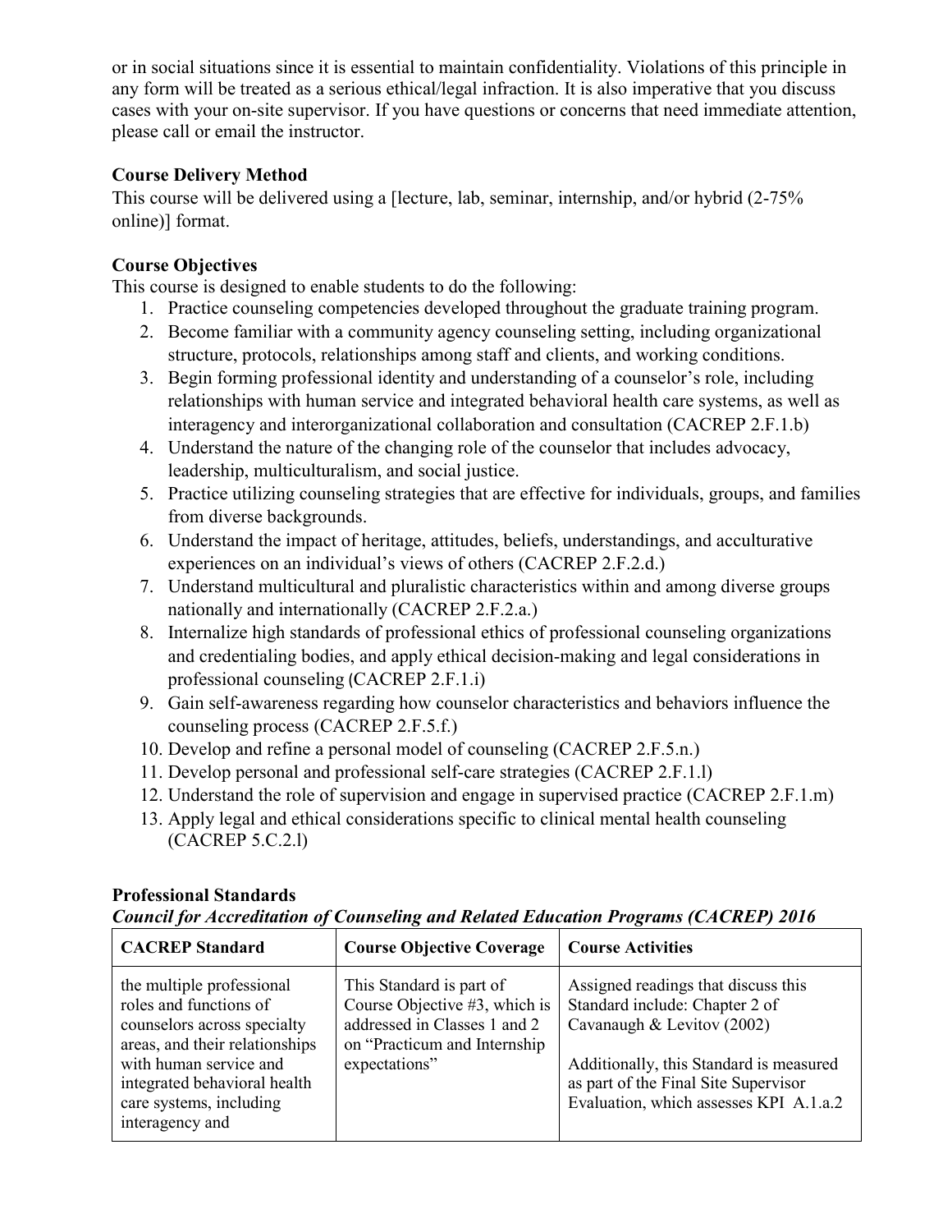or in social situations since it is essential to maintain confidentiality. Violations of this principle in any form will be treated as a serious ethical/legal infraction. It is also imperative that you discuss cases with your on-site supervisor. If you have questions or concerns that need immediate attention, please call or email the instructor.

**Course Delivery Method**

This course will be delivered using a [lecture, lab, seminar, internship, and/or hybrid (2-75% online)] format.

**Course Objectives**

This course is designed to enable students to do the following:

1. Practice counseling competencies developed throughout the graduate training program.
2. Become familiar with a community agency counseling setting, including organizational structure, protocols, relationships among staff and clients, and working conditions.
3. Begin forming professional identity and understanding of a counselor's role, including relationships with human service and integrated behavioral health care systems, as well as interagency and interorganizational collaboration and consultation (CACREP 2.F.1.b)
4. Understand the nature of the changing role of the counselor that includes advocacy, leadership, multiculturalism, and social justice.
5. Practice utilizing counseling strategies that are effective for individuals, groups, and families from diverse backgrounds.
6. Understand the impact of heritage, attitudes, beliefs, understandings, and acculturative experiences on an individual's views of others (CACREP 2.F.2.d.)
7. Understand multicultural and pluralistic characteristics within and among diverse groups nationally and internationally (CACREP 2.F.2.a.)
8. Internalize high standards of professional ethics of professional counseling organizations and credentialing bodies, and apply ethical decision-making and legal considerations in professional counseling (CACREP 2.F.1.i)
9. Gain self-awareness regarding how counselor characteristics and behaviors influence the counseling process (CACREP 2.F.5.f.)
10. Develop and refine a personal model of counseling (CACREP 2.F.5.n.)
11. Develop personal and professional self-care strategies (CACREP 2.F.1.l)
12. Understand the role of supervision and engage in supervised practice (CACREP 2.F.1.m)
13. Apply legal and ethical considerations specific to clinical mental health counseling (CACREP 5.C.2.l)

**Professional Standards**

***Council for Accreditation of Counseling and Related Education Programs (CACREP) 2016***

| CACREP Standard | Course Objective Coverage | Course Activities |
|---|---|---|
| the multiple professional roles and functions of counselors across specialty areas, and their relationships with human service and integrated behavioral health care systems, including interagency and | This Standard is part of Course Objective #3, which is addressed in Classes 1 and 2 on "Practicum and Internship expectations" | Assigned readings that discuss this Standard include: Chapter 2 of Cavanaugh & Levitov (2002)<br><br>Additionally, this Standard is measured as part of the Final Site Supervisor Evaluation, which assesses KPI A.1.a.2 |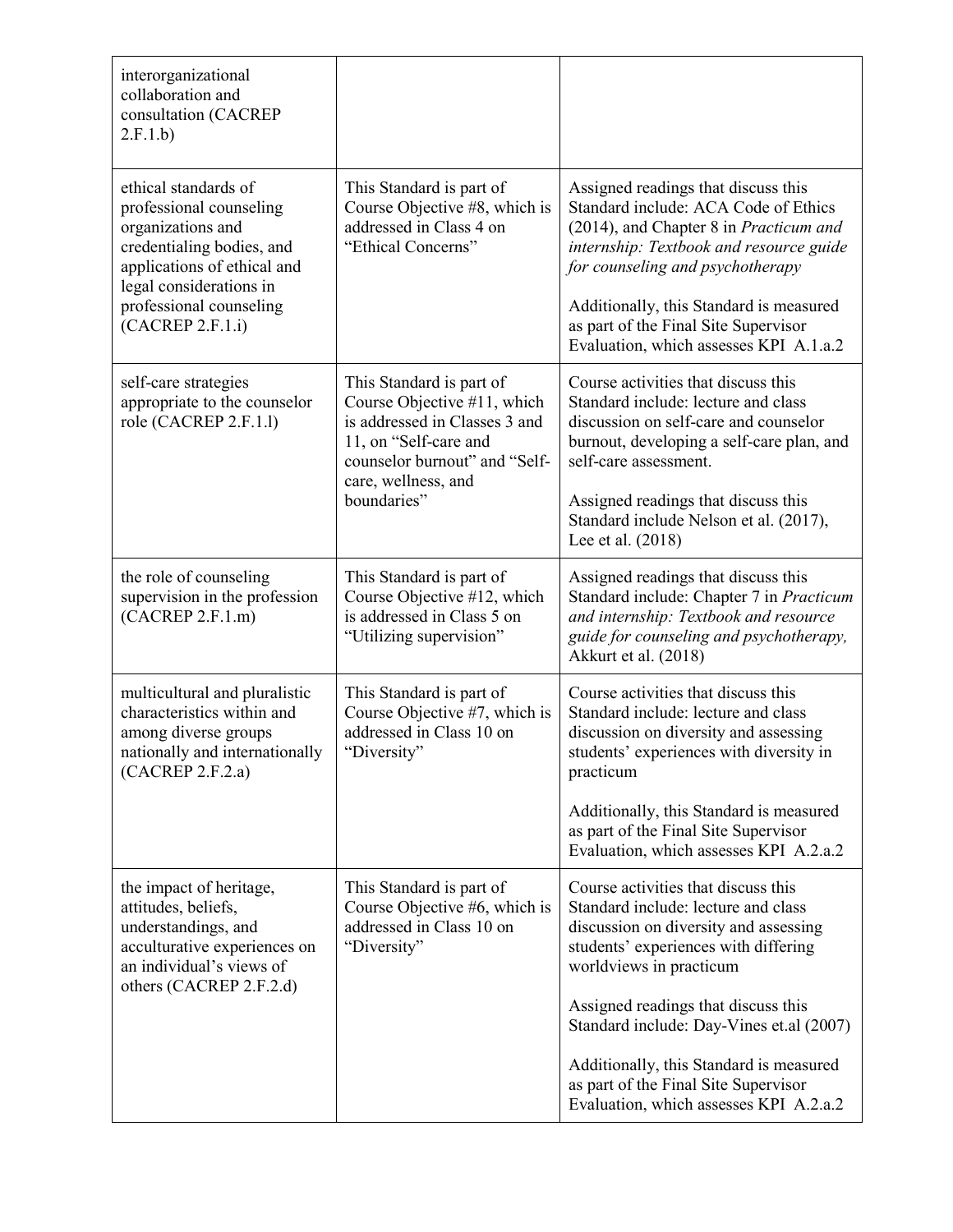| | | |
|---|---|---|
| interorganizational collaboration and consultation (CACREP 2.F.1.b) | | |
| ethical standards of professional counseling organizations and credentialing bodies, and applications of ethical and legal considerations in professional counseling (CACREP 2.F.1.i) | This Standard is part of Course Objective #8, which is addressed in Class 4 on "Ethical Concerns" | Assigned readings that discuss this Standard include: ACA Code of Ethics (2014), and Chapter 8 in *Practicum and internship: Textbook and resource guide for counseling and psychotherapy*<br><br>Additionally, this Standard is measured as part of the Final Site Supervisor Evaluation, which assesses KPI A.1.a.2 |
| self-care strategies appropriate to the counselor role (CACREP 2.F.1.l) | This Standard is part of Course Objective #11, which is addressed in Classes 3 and 11, on "Self-care and counselor burnout" and "Self-care, wellness, and boundaries" | Course activities that discuss this Standard include: lecture and class discussion on self-care and counselor burnout, developing a self-care plan, and self-care assessment.<br><br>Assigned readings that discuss this Standard include Nelson et al. (2017), Lee et al. (2018) |
| the role of counseling supervision in the profession (CACREP 2.F.1.m) | This Standard is part of Course Objective #12, which is addressed in Class 5 on "Utilizing supervision" | Assigned readings that discuss this Standard include: Chapter 7 in *Practicum and internship: Textbook and resource guide for counseling and psychotherapy,* Akkurt et al. (2018) |
| multicultural and pluralistic characteristics within and among diverse groups nationally and internationally (CACREP 2.F.2.a) | This Standard is part of Course Objective #7, which is addressed in Class 10 on "Diversity" | Course activities that discuss this Standard include: lecture and class discussion on diversity and assessing students' experiences with diversity in practicum<br><br>Additionally, this Standard is measured as part of the Final Site Supervisor Evaluation, which assesses KPI A.2.a.2 |
| the impact of heritage, attitudes, beliefs, understandings, and acculturative experiences on an individual's views of others (CACREP 2.F.2.d) | This Standard is part of Course Objective #6, which is addressed in Class 10 on "Diversity" | Course activities that discuss this Standard include: lecture and class discussion on diversity and assessing students' experiences with differing worldviews in practicum<br><br>Assigned readings that discuss this Standard include: Day-Vines et.al (2007)<br><br>Additionally, this Standard is measured as part of the Final Site Supervisor Evaluation, which assesses KPI A.2.a.2 |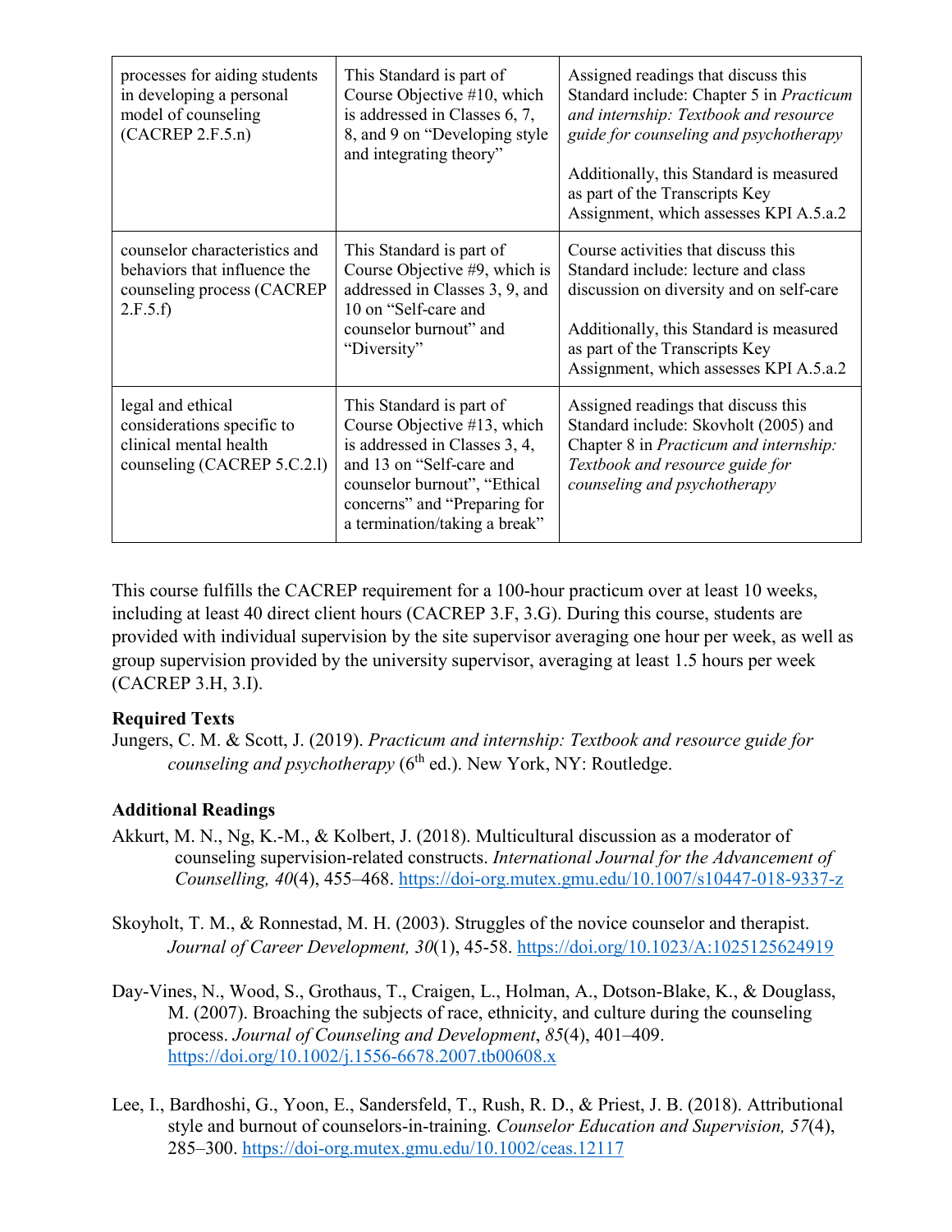| | | |
|---|---|---|
| processes for aiding students in developing a personal model of counseling (CACREP 2.F.5.n) | This Standard is part of Course Objective #10, which is addressed in Classes 6, 7, 8, and 9 on "Developing style and integrating theory" | Assigned readings that discuss this Standard include: Chapter 5 in *Practicum and internship: Textbook and resource guide for counseling and psychotherapy*<br><br>Additionally, this Standard is measured as part of the Transcripts Key Assignment, which assesses KPI A.5.a.2 |
| counselor characteristics and behaviors that influence the counseling process (CACREP 2.F.5.f) | This Standard is part of Course Objective #9, which is addressed in Classes 3, 9, and 10 on "Self-care and counselor burnout" and "Diversity" | Course activities that discuss this Standard include: lecture and class discussion on diversity and on self-care<br><br>Additionally, this Standard is measured as part of the Transcripts Key Assignment, which assesses KPI A.5.a.2 |
| legal and ethical considerations specific to clinical mental health counseling (CACREP 5.C.2.l) | This Standard is part of Course Objective #13, which is addressed in Classes 3, 4, and 13 on "Self-care and counselor burnout", "Ethical concerns" and "Preparing for a termination/taking a break" | Assigned readings that discuss this Standard include: Skovholt (2005) and Chapter 8 in *Practicum and internship: Textbook and resource guide for counseling and psychotherapy* |

This course fulfills the CACREP requirement for a 100-hour practicum over at least 10 weeks, including at least 40 direct client hours (CACREP 3.F, 3.G). During this course, students are provided with individual supervision by the site supervisor averaging one hour per week, as well as group supervision provided by the university supervisor, averaging at least 1.5 hours per week (CACREP 3.H, 3.I).

**Required Texts**

Jungers, C. M. & Scott, J. (2019). *Practicum and internship: Textbook and resource guide for counseling and psychotherapy* (6th ed.). New York, NY: Routledge.

**Additional Readings**

Akkurt, M. N., Ng, K.-M., & Kolbert, J. (2018). Multicultural discussion as a moderator of counseling supervision-related constructs. *International Journal for the Advancement of Counselling, 40*(4), 455–468. https://doi-org.mutex.gmu.edu/10.1007/s10447-018-9337-z

Skoyholt, T. M., & Ronnestad, M. H. (2003). Struggles of the novice counselor and therapist. *Journal of Career Development, 30*(1), 45-58. https://doi.org/10.1023/A:1025125624919

Day-Vines, N., Wood, S., Grothaus, T., Craigen, L., Holman, A., Dotson-Blake, K., & Douglass, M. (2007). Broaching the subjects of race, ethnicity, and culture during the counseling process. *Journal of Counseling and Development*, *85*(4), 401–409. https://doi.org/10.1002/j.1556-6678.2007.tb00608.x

Lee, I., Bardhoshi, G., Yoon, E., Sandersfeld, T., Rush, R. D., & Priest, J. B. (2018). Attributional style and burnout of counselors-in-training. *Counselor Education and Supervision, 57*(4), 285–300. https://doi-org.mutex.gmu.edu/10.1002/ceas.12117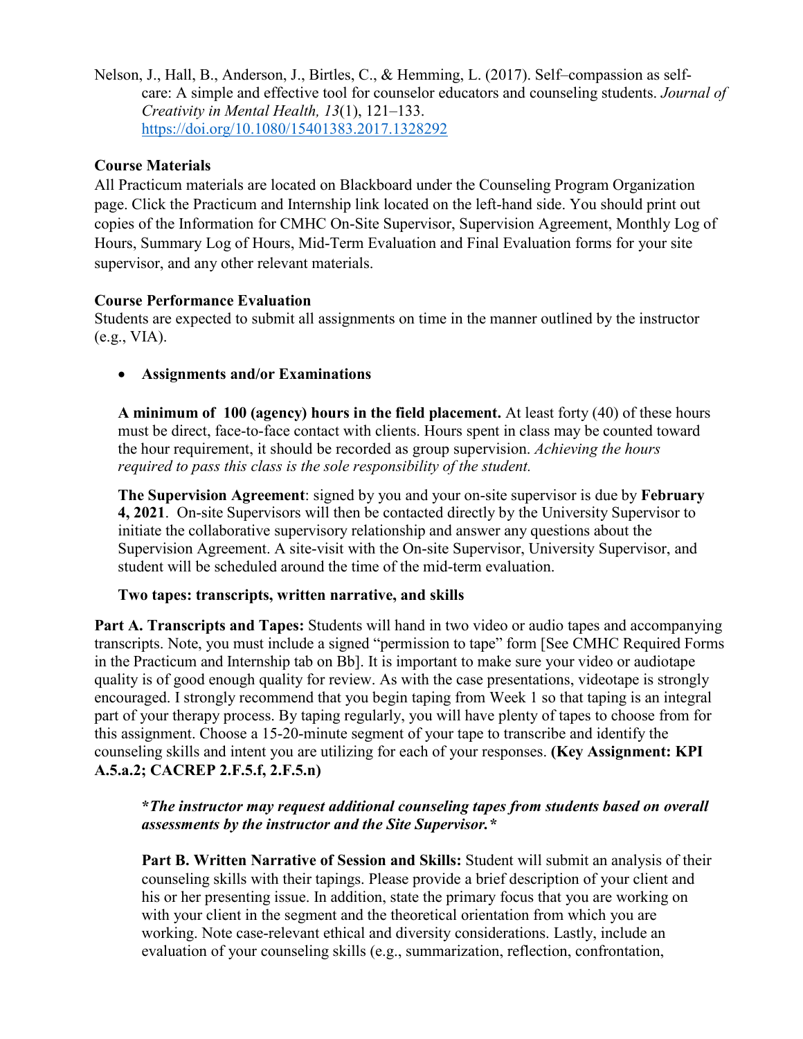Nelson, J., Hall, B., Anderson, J., Birtles, C., & Hemming, L. (2017). Self–compassion as self-care: A simple and effective tool for counselor educators and counseling students. *Journal of Creativity in Mental Health, 13*(1), 121–133. https://doi.org/10.1080/15401383.2017.1328292

**Course Materials**

All Practicum materials are located on Blackboard under the Counseling Program Organization page. Click the Practicum and Internship link located on the left-hand side. You should print out copies of the Information for CMHC On-Site Supervisor, Supervision Agreement, Monthly Log of Hours, Summary Log of Hours, Mid-Term Evaluation and Final Evaluation forms for your site supervisor, and any other relevant materials.

**Course Performance Evaluation**

Students are expected to submit all assignments on time in the manner outlined by the instructor (e.g., VIA).

- **Assignments and/or Examinations**

  **A minimum of 100 (agency) hours in the field placement.** At least forty (40) of these hours must be direct, face-to-face contact with clients. Hours spent in class may be counted toward the hour requirement, it should be recorded as group supervision. *Achieving the hours required to pass this class is the sole responsibility of the student.*

  **The Supervision Agreement**: signed by you and your on-site supervisor is due by **February 4, 2021**. On-site Supervisors will then be contacted directly by the University Supervisor to initiate the collaborative supervisory relationship and answer any questions about the Supervision Agreement. A site-visit with the On-site Supervisor, University Supervisor, and student will be scheduled around the time of the mid-term evaluation.

  **Two tapes: transcripts, written narrative, and skills**

**Part A. Transcripts and Tapes:** Students will hand in two video or audio tapes and accompanying transcripts. Note, you must include a signed "permission to tape" form [See CMHC Required Forms in the Practicum and Internship tab on Bb]. It is important to make sure your video or audiotape quality is of good enough quality for review. As with the case presentations, videotape is strongly encouraged. I strongly recommend that you begin taping from Week 1 so that taping is an integral part of your therapy process. By taping regularly, you will have plenty of tapes to choose from for this assignment. Choose a 15-20-minute segment of your tape to transcribe and identify the counseling skills and intent you are utilizing for each of your responses. **(Key Assignment: KPI A.5.a.2; CACREP 2.F.5.f, 2.F.5.n)**

> ***The instructor may request additional counseling tapes from students based on overall assessments by the instructor and the Site Supervisor.***

**Part B. Written Narrative of Session and Skills:** Student will submit an analysis of their counseling skills with their tapings. Please provide a brief description of your client and his or her presenting issue. In addition, state the primary focus that you are working on with your client in the segment and the theoretical orientation from which you are working. Note case-relevant ethical and diversity considerations. Lastly, include an evaluation of your counseling skills (e.g., summarization, reflection, confrontation,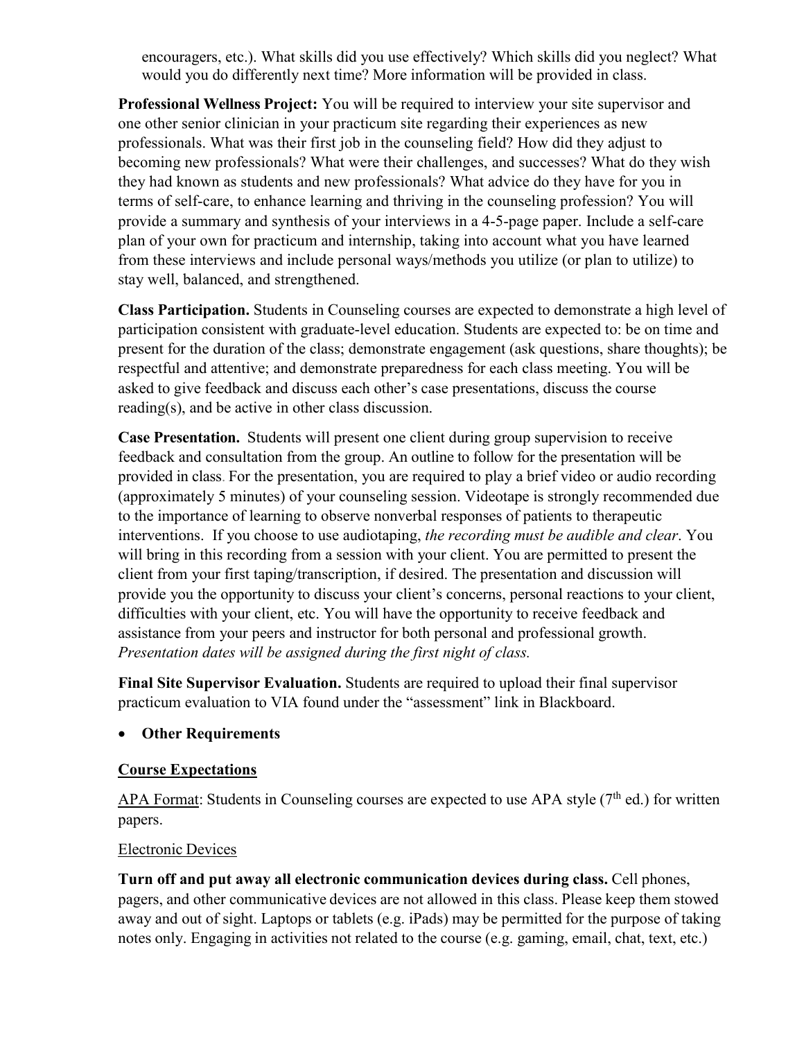encouragers, etc.). What skills did you use effectively? Which skills did you neglect? What would you do differently next time? More information will be provided in class.

**Professional Wellness Project:** You will be required to interview your site supervisor and one other senior clinician in your practicum site regarding their experiences as new professionals. What was their first job in the counseling field? How did they adjust to becoming new professionals? What were their challenges, and successes? What do they wish they had known as students and new professionals? What advice do they have for you in terms of self-care, to enhance learning and thriving in the counseling profession? You will provide a summary and synthesis of your interviews in a 4-5-page paper. Include a self-care plan of your own for practicum and internship, taking into account what you have learned from these interviews and include personal ways/methods you utilize (or plan to utilize) to stay well, balanced, and strengthened.

**Class Participation.** Students in Counseling courses are expected to demonstrate a high level of participation consistent with graduate-level education. Students are expected to: be on time and present for the duration of the class; demonstrate engagement (ask questions, share thoughts); be respectful and attentive; and demonstrate preparedness for each class meeting. You will be asked to give feedback and discuss each other's case presentations, discuss the course reading(s), and be active in other class discussion.

**Case Presentation.** Students will present one client during group supervision to receive feedback and consultation from the group. An outline to follow for the presentation will be provided in class. For the presentation, you are required to play a brief video or audio recording (approximately 5 minutes) of your counseling session. Videotape is strongly recommended due to the importance of learning to observe nonverbal responses of patients to therapeutic interventions. If you choose to use audiotaping, *the recording must be audible and clear*. You will bring in this recording from a session with your client. You are permitted to present the client from your first taping/transcription, if desired. The presentation and discussion will provide you the opportunity to discuss your client's concerns, personal reactions to your client, difficulties with your client, etc. You will have the opportunity to receive feedback and assistance from your peers and instructor for both personal and professional growth. *Presentation dates will be assigned during the first night of class.*

**Final Site Supervisor Evaluation.** Students are required to upload their final supervisor practicum evaluation to VIA found under the "assessment" link in Blackboard.

- **Other Requirements**

## Course Expectations

APA Format: Students in Counseling courses are expected to use APA style (7th ed.) for written papers.

Electronic Devices

**Turn off and put away all electronic communication devices during class.** Cell phones, pagers, and other communicative devices are not allowed in this class. Please keep them stowed away and out of sight. Laptops or tablets (e.g. iPads) may be permitted for the purpose of taking notes only. Engaging in activities not related to the course (e.g. gaming, email, chat, text, etc.)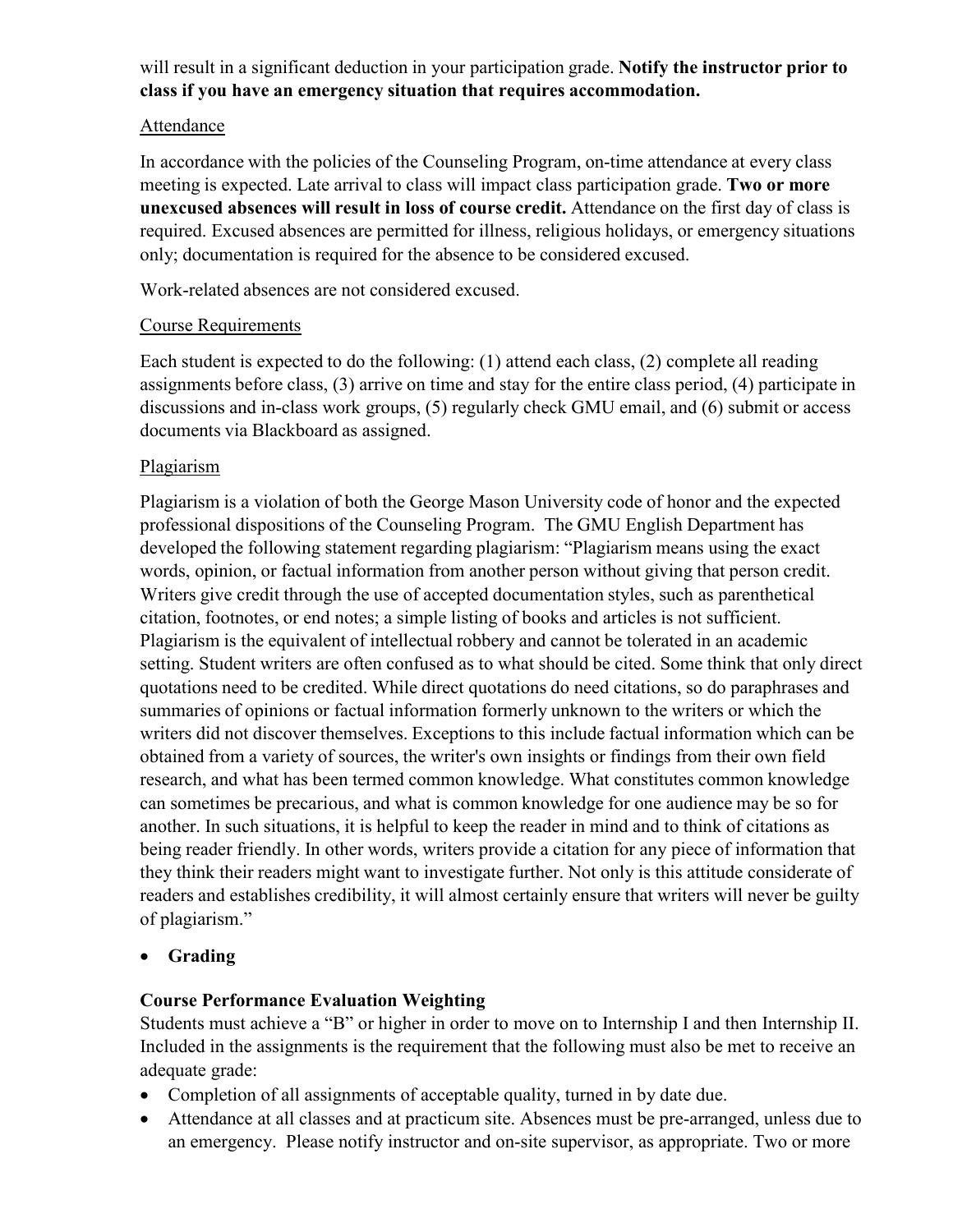will result in a significant deduction in your participation grade. **Notify the instructor prior to class if you have an emergency situation that requires accommodation.**

Attendance

In accordance with the policies of the Counseling Program, on-time attendance at every class meeting is expected. Late arrival to class will impact class participation grade. **Two or more unexcused absences will result in loss of course credit.** Attendance on the first day of class is required. Excused absences are permitted for illness, religious holidays, or emergency situations only; documentation is required for the absence to be considered excused.

Work-related absences are not considered excused.

Course Requirements

Each student is expected to do the following: (1) attend each class, (2) complete all reading assignments before class, (3) arrive on time and stay for the entire class period, (4) participate in discussions and in-class work groups, (5) regularly check GMU email, and (6) submit or access documents via Blackboard as assigned.

Plagiarism

Plagiarism is a violation of both the George Mason University code of honor and the expected professional dispositions of the Counseling Program. The GMU English Department has developed the following statement regarding plagiarism: "Plagiarism means using the exact words, opinion, or factual information from another person without giving that person credit. Writers give credit through the use of accepted documentation styles, such as parenthetical citation, footnotes, or end notes; a simple listing of books and articles is not sufficient. Plagiarism is the equivalent of intellectual robbery and cannot be tolerated in an academic setting. Student writers are often confused as to what should be cited. Some think that only direct quotations need to be credited. While direct quotations do need citations, so do paraphrases and summaries of opinions or factual information formerly unknown to the writers or which the writers did not discover themselves. Exceptions to this include factual information which can be obtained from a variety of sources, the writer's own insights or findings from their own field research, and what has been termed common knowledge. What constitutes common knowledge can sometimes be precarious, and what is common knowledge for one audience may be so for another. In such situations, it is helpful to keep the reader in mind and to think of citations as being reader friendly. In other words, writers provide a citation for any piece of information that they think their readers might want to investigate further. Not only is this attitude considerate of readers and establishes credibility, it will almost certainly ensure that writers will never be guilty of plagiarism."

- **Grading**

**Course Performance Evaluation Weighting**

Students must achieve a "B" or higher in order to move on to Internship I and then Internship II. Included in the assignments is the requirement that the following must also be met to receive an adequate grade:

- Completion of all assignments of acceptable quality, turned in by date due.
- Attendance at all classes and at practicum site. Absences must be pre-arranged, unless due to an emergency. Please notify instructor and on-site supervisor, as appropriate. Two or more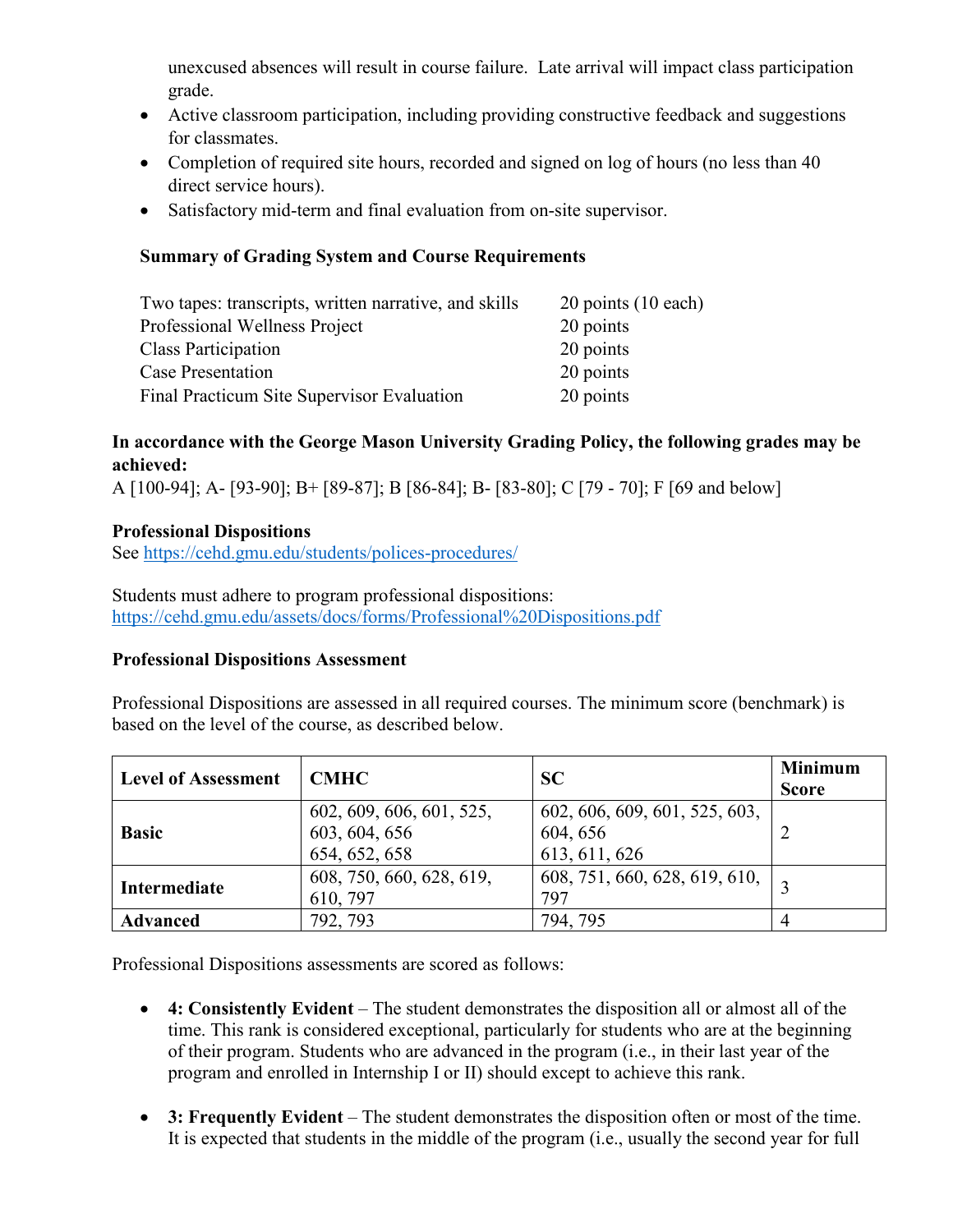unexcused absences will result in course failure. Late arrival will impact class participation grade.

- Active classroom participation, including providing constructive feedback and suggestions for classmates.
- Completion of required site hours, recorded and signed on log of hours (no less than 40 direct service hours).
- Satisfactory mid-term and final evaluation from on-site supervisor.

**Summary of Grading System and Course Requirements**

| | |
|---|---|
| Two tapes: transcripts, written narrative, and skills | 20 points (10 each) |
| Professional Wellness Project | 20 points |
| Class Participation | 20 points |
| Case Presentation | 20 points |
| Final Practicum Site Supervisor Evaluation | 20 points |

**In accordance with the George Mason University Grading Policy, the following grades may be achieved:**
A [100-94]; A- [93-90]; B+ [89-87]; B [86-84]; B- [83-80]; C [79 - 70]; F [69 and below]

**Professional Dispositions**
See https://cehd.gmu.edu/students/polices-procedures/

Students must adhere to program professional dispositions:
https://cehd.gmu.edu/assets/docs/forms/Professional%20Dispositions.pdf

**Professional Dispositions Assessment**

Professional Dispositions are assessed in all required courses. The minimum score (benchmark) is based on the level of the course, as described below.

| Level of Assessment | CMHC | SC | Minimum Score |
|---|---|---|---|
| **Basic** | 602, 609, 606, 601, 525, 603, 604, 656 654, 652, 658 | 602, 606, 609, 601, 525, 603, 604, 656 613, 611, 626 | 2 |
| **Intermediate** | 608, 750, 660, 628, 619, 610, 797 | 608, 751, 660, 628, 619, 610, 797 | 3 |
| **Advanced** | 792, 793 | 794, 795 | 4 |

Professional Dispositions assessments are scored as follows:

- **4: Consistently Evident** – The student demonstrates the disposition all or almost all of the time. This rank is considered exceptional, particularly for students who are at the beginning of their program. Students who are advanced in the program (i.e., in their last year of the program and enrolled in Internship I or II) should except to achieve this rank.

- **3: Frequently Evident** – The student demonstrates the disposition often or most of the time. It is expected that students in the middle of the program (i.e., usually the second year for full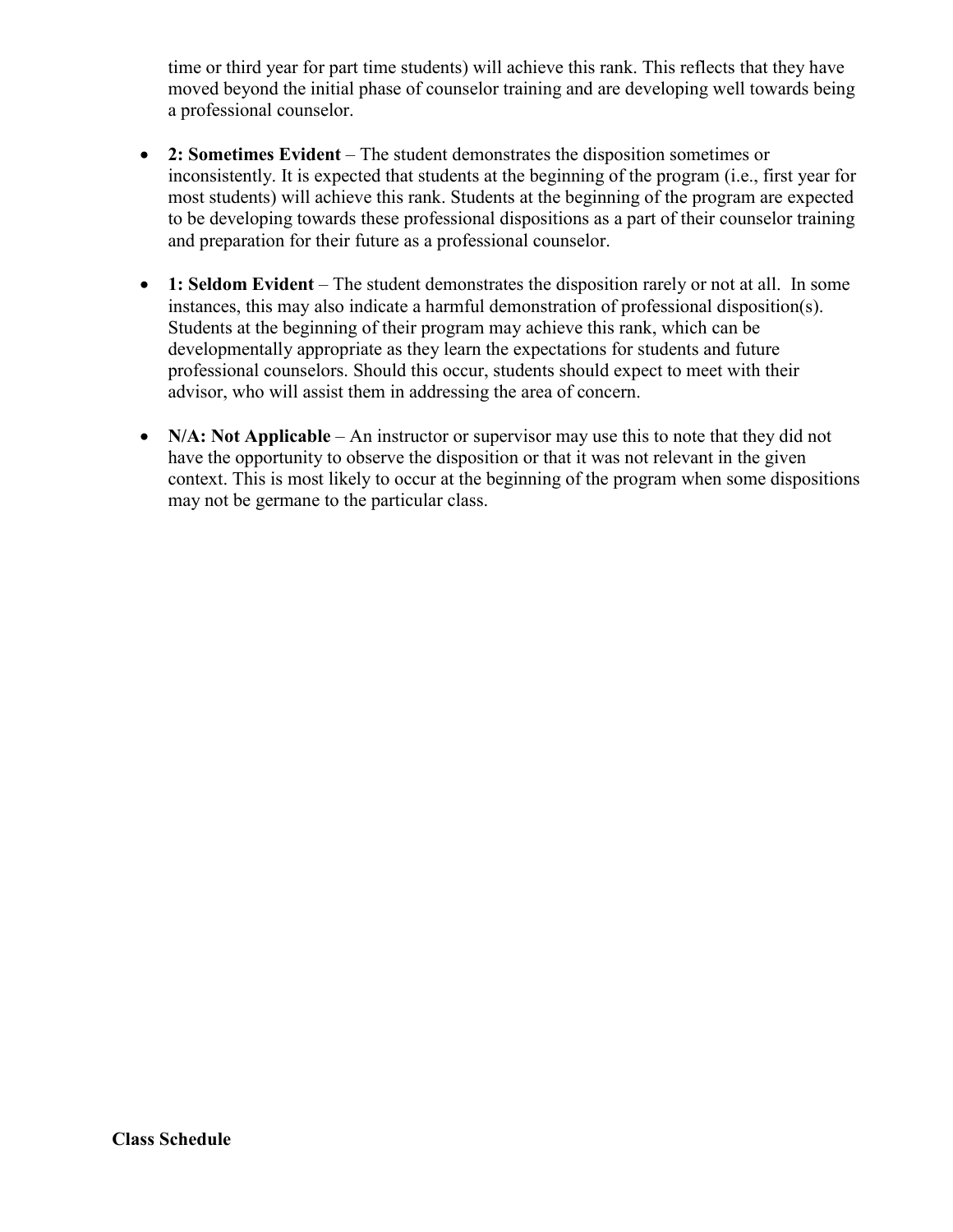time or third year for part time students) will achieve this rank. This reflects that they have moved beyond the initial phase of counselor training and are developing well towards being a professional counselor.

- **2: Sometimes Evident** – The student demonstrates the disposition sometimes or inconsistently. It is expected that students at the beginning of the program (i.e., first year for most students) will achieve this rank. Students at the beginning of the program are expected to be developing towards these professional dispositions as a part of their counselor training and preparation for their future as a professional counselor.

- **1: Seldom Evident** – The student demonstrates the disposition rarely or not at all. In some instances, this may also indicate a harmful demonstration of professional disposition(s). Students at the beginning of their program may achieve this rank, which can be developmentally appropriate as they learn the expectations for students and future professional counselors. Should this occur, students should expect to meet with their advisor, who will assist them in addressing the area of concern.

- **N/A: Not Applicable** – An instructor or supervisor may use this to note that they did not have the opportunity to observe the disposition or that it was not relevant in the given context. This is most likely to occur at the beginning of the program when some dispositions may not be germane to the particular class.

**Class Schedule**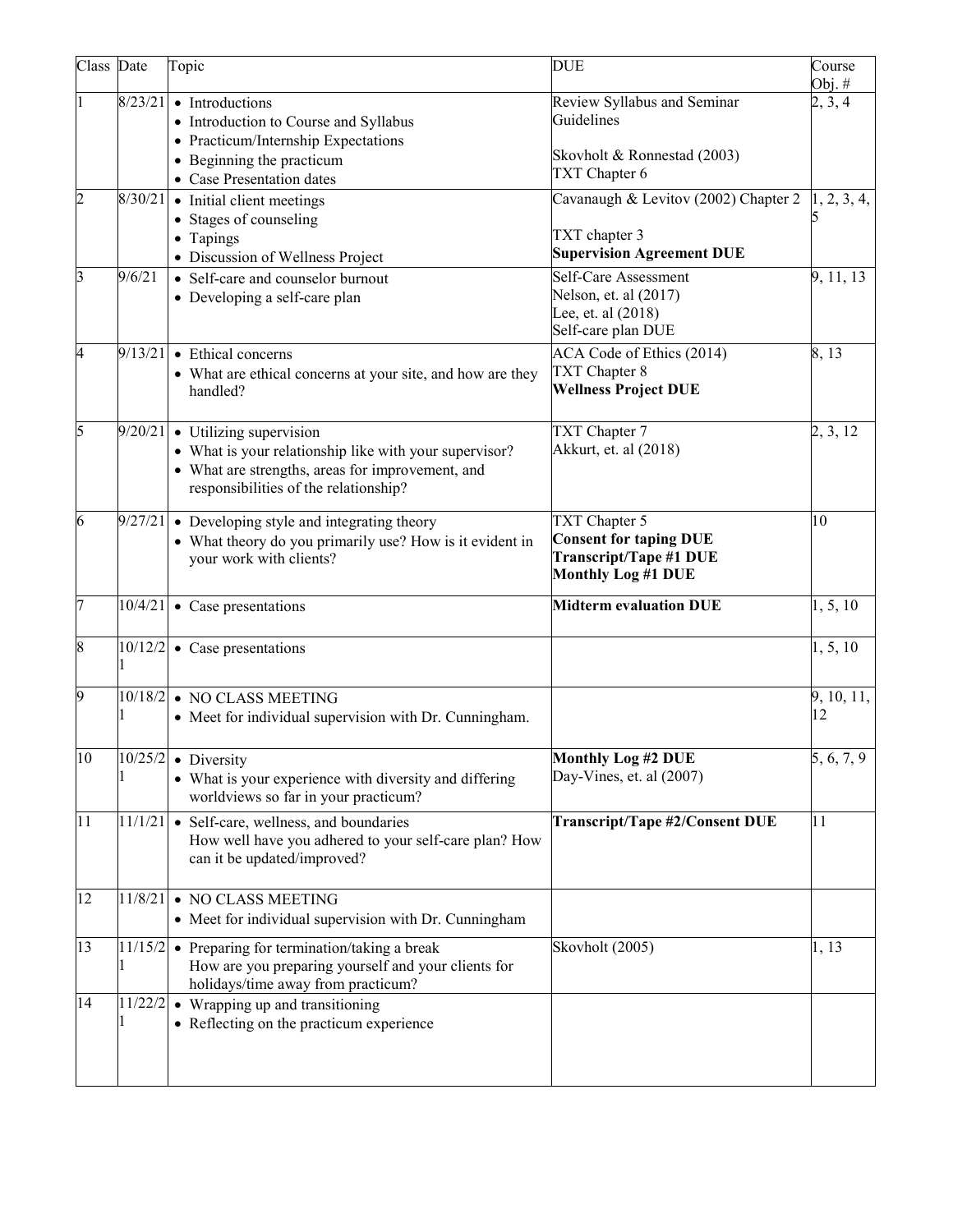| Class | Date | Topic | DUE | Course Obj. # |
| --- | --- | --- | --- | --- |
| 1 | 8/23/21 | • Introductions<br>• Introduction to Course and Syllabus<br>• Practicum/Internship Expectations<br>• Beginning the practicum<br>• Case Presentation dates | Review Syllabus and Seminar Guidelines<br><br>Skovholt & Ronnestad (2003)<br>TXT Chapter 6 | 2, 3, 4 |
| 2 | 8/30/21 | • Initial client meetings<br>• Stages of counseling<br>• Tapings<br>• Discussion of Wellness Project | Cavanaugh & Levitov (2002) Chapter 2<br><br>TXT chapter 3<br>**Supervision Agreement DUE** | 1, 2, 3, 4, 5 |
| 3 | 9/6/21 | • Self-care and counselor burnout<br>• Developing a self-care plan | Self-Care Assessment<br>Nelson, et. al (2017)<br>Lee, et. al (2018)<br>Self-care plan DUE | 9, 11, 13 |
| 4 | 9/13/21 | • Ethical concerns<br>• What are ethical concerns at your site, and how are they handled? | ACA Code of Ethics (2014)<br>TXT Chapter 8<br>**Wellness Project DUE** | 8, 13 |
| 5 | 9/20/21 | • Utilizing supervision<br>• What is your relationship like with your supervisor?<br>• What are strengths, areas for improvement, and responsibilities of the relationship? | TXT Chapter 7<br>Akkurt, et. al (2018) | 2, 3, 12 |
| 6 | 9/27/21 | • Developing style and integrating theory<br>• What theory do you primarily use? How is it evident in your work with clients? | TXT Chapter 5<br>**Consent for taping DUE**<br>**Transcript/Tape #1 DUE**<br>**Monthly Log #1 DUE** | 10 |
| 7 | 10/4/21 | • Case presentations | **Midterm evaluation DUE** | 1, 5, 10 |
| 8 | 10/12/21 | • Case presentations | | 1, 5, 10 |
| 9 | 10/18/21 | • NO CLASS MEETING<br>• Meet for individual supervision with Dr. Cunningham. | | 9, 10, 11, 12 |
| 10 | 10/25/21 | • Diversity<br>• What is your experience with diversity and differing worldviews so far in your practicum? | **Monthly Log #2 DUE**<br>Day-Vines, et. al (2007) | 5, 6, 7, 9 |
| 11 | 11/1/21 | • Self-care, wellness, and boundaries<br>How well have you adhered to your self-care plan? How can it be updated/improved? | **Transcript/Tape #2/Consent DUE** | 11 |
| 12 | 11/8/21 | • NO CLASS MEETING<br>• Meet for individual supervision with Dr. Cunningham | | |
| 13 | 11/15/21 | • Preparing for termination/taking a break<br>How are you preparing yourself and your clients for holidays/time away from practicum? | Skovholt (2005) | 1, 13 |
| 14 | 11/22/21 | • Wrapping up and transitioning<br>• Reflecting on the practicum experience | | |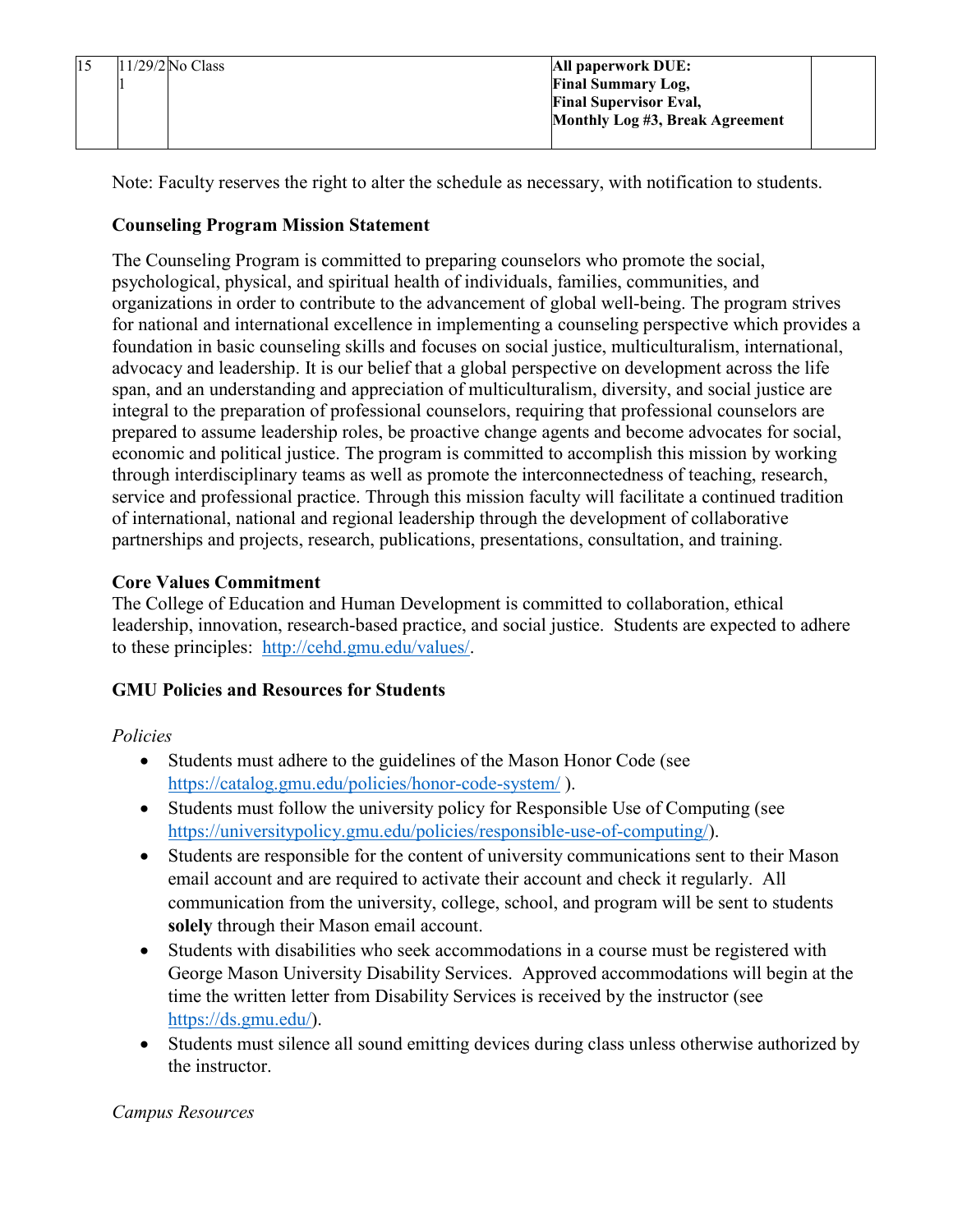| 15 | 11/29/21 | No Class | **All paperwork DUE: Final Summary Log, Final Supervisor Eval, Monthly Log #3, Break Agreement** | |
|---|---|---|---|---|

Note: Faculty reserves the right to alter the schedule as necessary, with notification to students.

**Counseling Program Mission Statement**

The Counseling Program is committed to preparing counselors who promote the social, psychological, physical, and spiritual health of individuals, families, communities, and organizations in order to contribute to the advancement of global well-being. The program strives for national and international excellence in implementing a counseling perspective which provides a foundation in basic counseling skills and focuses on social justice, multiculturalism, international, advocacy and leadership. It is our belief that a global perspective on development across the life span, and an understanding and appreciation of multiculturalism, diversity, and social justice are integral to the preparation of professional counselors, requiring that professional counselors are prepared to assume leadership roles, be proactive change agents and become advocates for social, economic and political justice. The program is committed to accomplish this mission by working through interdisciplinary teams as well as promote the interconnectedness of teaching, research, service and professional practice. Through this mission faculty will facilitate a continued tradition of international, national and regional leadership through the development of collaborative partnerships and projects, research, publications, presentations, consultation, and training.

**Core Values Commitment**

The College of Education and Human Development is committed to collaboration, ethical leadership, innovation, research-based practice, and social justice. Students are expected to adhere to these principles: http://cehd.gmu.edu/values/.

**GMU Policies and Resources for Students**

*Policies*

- Students must adhere to the guidelines of the Mason Honor Code (see https://catalog.gmu.edu/policies/honor-code-system/ ).
- Students must follow the university policy for Responsible Use of Computing (see https://universitypolicy.gmu.edu/policies/responsible-use-of-computing/).
- Students are responsible for the content of university communications sent to their Mason email account and are required to activate their account and check it regularly. All communication from the university, college, school, and program will be sent to students **solely** through their Mason email account.
- Students with disabilities who seek accommodations in a course must be registered with George Mason University Disability Services. Approved accommodations will begin at the time the written letter from Disability Services is received by the instructor (see https://ds.gmu.edu/).
- Students must silence all sound emitting devices during class unless otherwise authorized by the instructor.

*Campus Resources*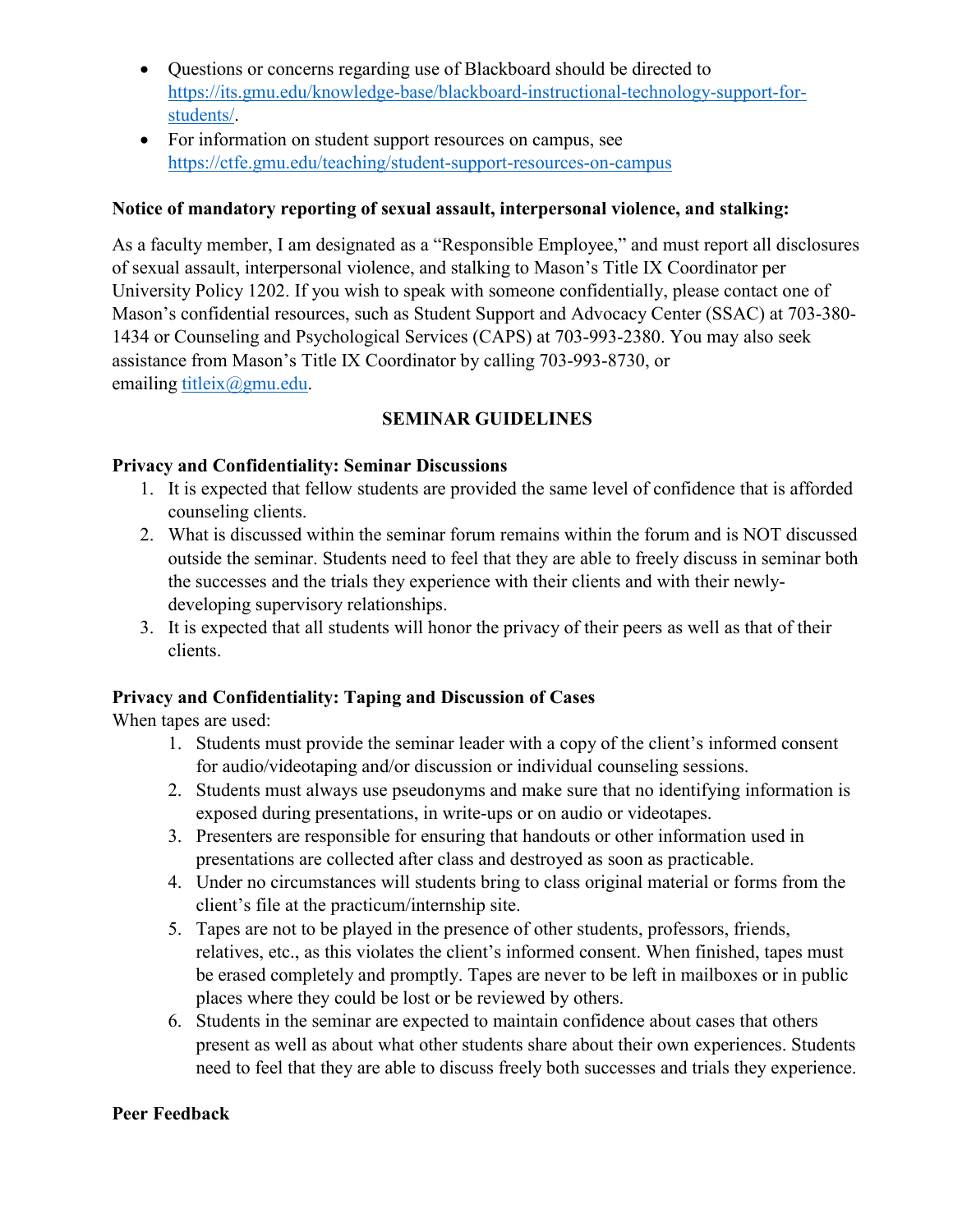- Questions or concerns regarding use of Blackboard should be directed to https://its.gmu.edu/knowledge-base/blackboard-instructional-technology-support-for-students/.
- For information on student support resources on campus, see https://ctfe.gmu.edu/teaching/student-support-resources-on-campus

**Notice of mandatory reporting of sexual assault, interpersonal violence, and stalking:**

As a faculty member, I am designated as a "Responsible Employee," and must report all disclosures of sexual assault, interpersonal violence, and stalking to Mason's Title IX Coordinator per University Policy 1202. If you wish to speak with someone confidentially, please contact one of Mason's confidential resources, such as Student Support and Advocacy Center (SSAC) at 703-380-1434 or Counseling and Psychological Services (CAPS) at 703-993-2380. You may also seek assistance from Mason's Title IX Coordinator by calling 703-993-8730, or emailing titleix@gmu.edu.

## SEMINAR GUIDELINES

**Privacy and Confidentiality: Seminar Discussions**

1. It is expected that fellow students are provided the same level of confidence that is afforded counseling clients.
2. What is discussed within the seminar forum remains within the forum and is NOT discussed outside the seminar. Students need to feel that they are able to freely discuss in seminar both the successes and the trials they experience with their clients and with their newly-developing supervisory relationships.
3. It is expected that all students will honor the privacy of their peers as well as that of their clients.

**Privacy and Confidentiality: Taping and Discussion of Cases**

When tapes are used:

1. Students must provide the seminar leader with a copy of the client's informed consent for audio/videotaping and/or discussion or individual counseling sessions.
2. Students must always use pseudonyms and make sure that no identifying information is exposed during presentations, in write-ups or on audio or videotapes.
3. Presenters are responsible for ensuring that handouts or other information used in presentations are collected after class and destroyed as soon as practicable.
4. Under no circumstances will students bring to class original material or forms from the client's file at the practicum/internship site.
5. Tapes are not to be played in the presence of other students, professors, friends, relatives, etc., as this violates the client's informed consent. When finished, tapes must be erased completely and promptly. Tapes are never to be left in mailboxes or in public places where they could be lost or be reviewed by others.
6. Students in the seminar are expected to maintain confidence about cases that others present as well as about what other students share about their own experiences. Students need to feel that they are able to discuss freely both successes and trials they experience.

**Peer Feedback**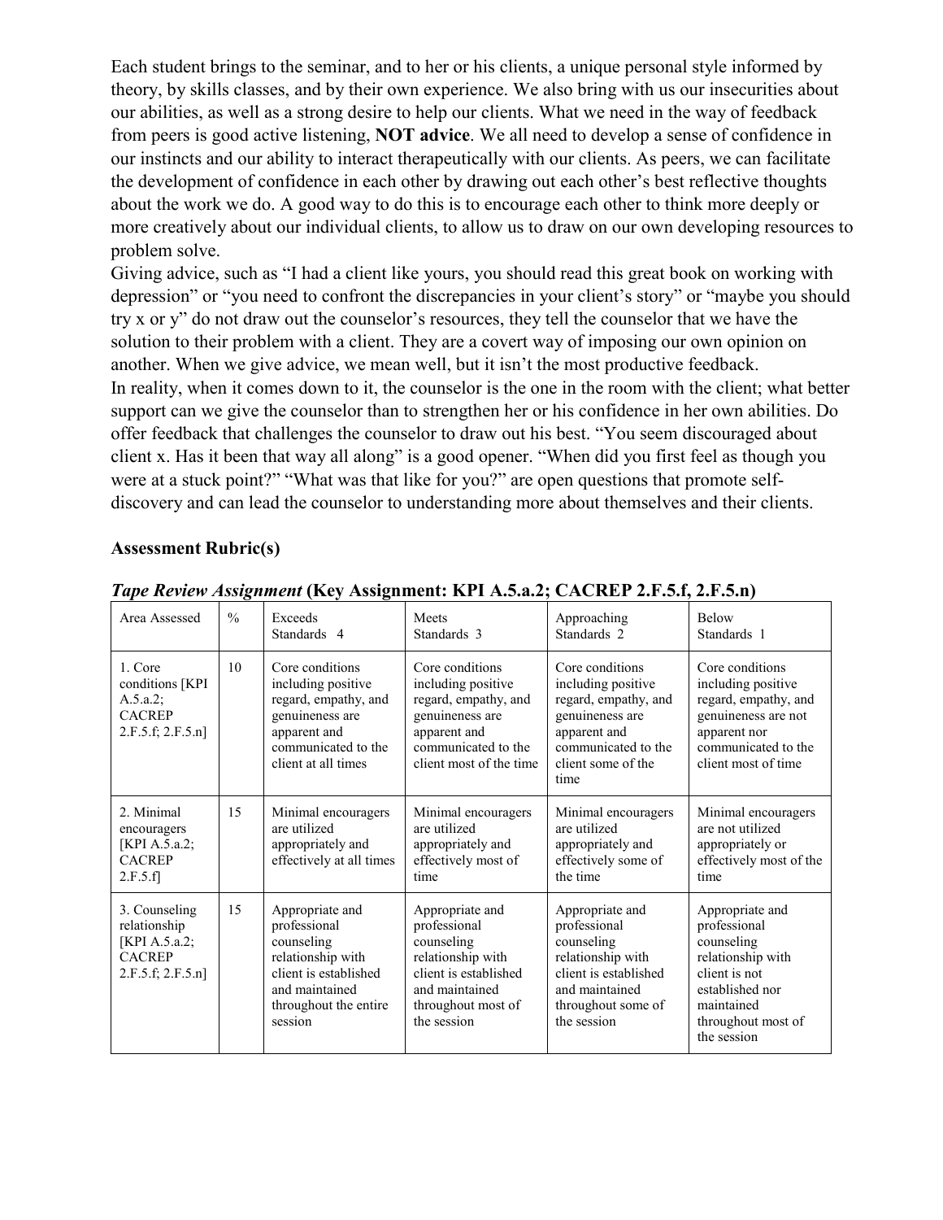Each student brings to the seminar, and to her or his clients, a unique personal style informed by theory, by skills classes, and by their own experience. We also bring with us our insecurities about our abilities, as well as a strong desire to help our clients. What we need in the way of feedback from peers is good active listening, **NOT advice**. We all need to develop a sense of confidence in our instincts and our ability to interact therapeutically with our clients. As peers, we can facilitate the development of confidence in each other by drawing out each other's best reflective thoughts about the work we do. A good way to do this is to encourage each other to think more deeply or more creatively about our individual clients, to allow us to draw on our own developing resources to problem solve.

Giving advice, such as "I had a client like yours, you should read this great book on working with depression" or "you need to confront the discrepancies in your client's story" or "maybe you should try x or y" do not draw out the counselor's resources, they tell the counselor that we have the solution to their problem with a client. They are a covert way of imposing our own opinion on another. When we give advice, we mean well, but it isn't the most productive feedback.

In reality, when it comes down to it, the counselor is the one in the room with the client; what better support can we give the counselor than to strengthen her or his confidence in her own abilities. Do offer feedback that challenges the counselor to draw out his best. "You seem discouraged about client x. Has it been that way all along" is a good opener. "When did you first feel as though you were at a stuck point?" "What was that like for you?" are open questions that promote self-discovery and can lead the counselor to understanding more about themselves and their clients.

### Assessment Rubric(s)

***Tape Review Assignment*** **(Key Assignment: KPI A.5.a.2; CACREP 2.F.5.f, 2.F.5.n)**

| Area Assessed | % | Exceeds Standards 4 | Meets Standards 3 | Approaching Standards 2 | Below Standards 1 |
|---|---|---|---|---|---|
| 1. Core conditions [KPI A.5.a.2; CACREP 2.F.5.f; 2.F.5.n] | 10 | Core conditions including positive regard, empathy, and genuineness are apparent and communicated to the client at all times | Core conditions including positive regard, empathy, and genuineness are apparent and communicated to the client most of the time | Core conditions including positive regard, empathy, and genuineness are apparent and communicated to the client some of the time | Core conditions including positive regard, empathy, and genuineness are not apparent nor communicated to the client most of time |
| 2. Minimal encouragers [KPI A.5.a.2; CACREP 2.F.5.f] | 15 | Minimal encouragers are utilized appropriately and effectively at all times | Minimal encouragers are utilized appropriately and effectively most of time | Minimal encouragers are utilized appropriately and effectively some of the time | Minimal encouragers are not utilized appropriately or effectively most of the time |
| 3. Counseling relationship [KPI A.5.a.2; CACREP 2.F.5.f; 2.F.5.n] | 15 | Appropriate and professional counseling relationship with client is established and maintained throughout the entire session | Appropriate and professional counseling relationship with client is established and maintained throughout most of the session | Appropriate and professional counseling relationship with client is established and maintained throughout some of the session | Appropriate and professional counseling relationship with client is not established nor maintained throughout most of the session |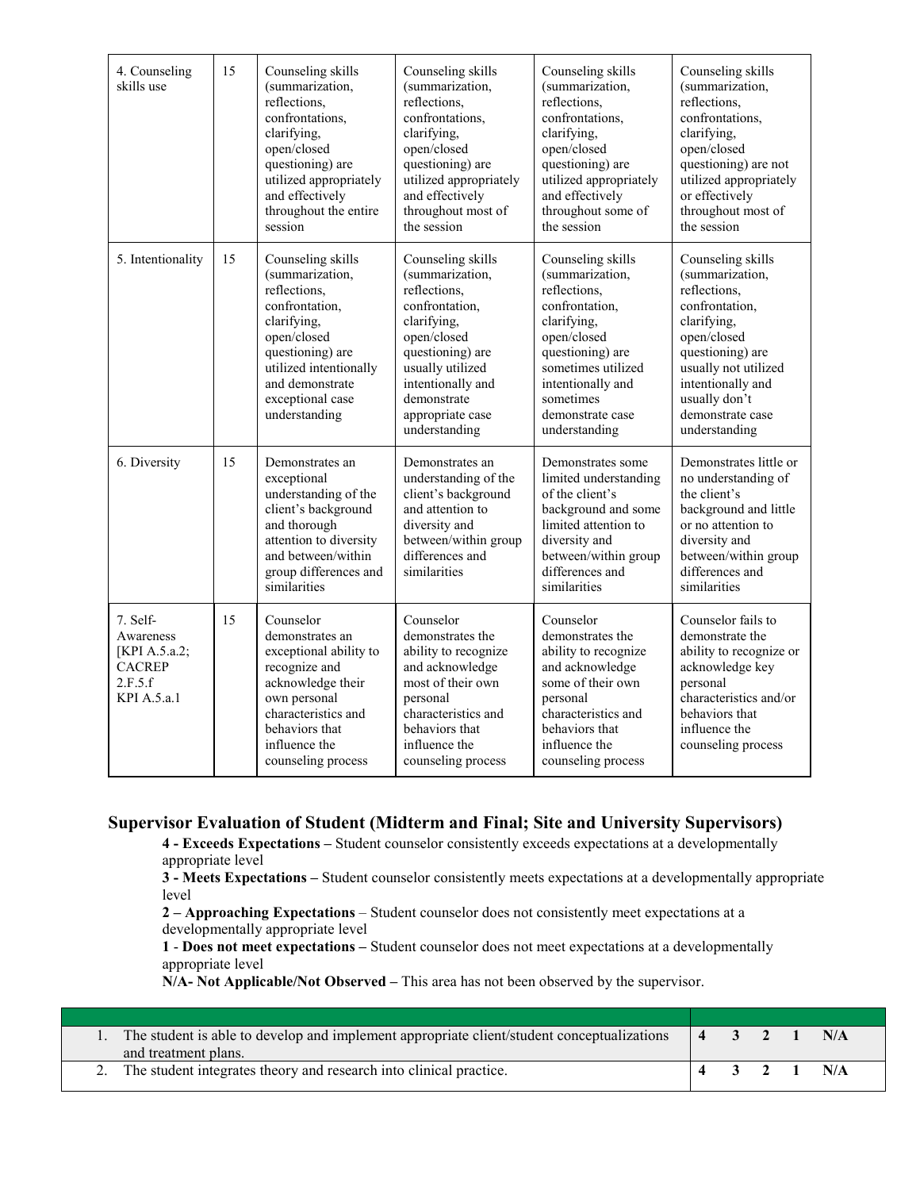| 4. Counseling skills use | 15 | Counseling skills (summarization, reflections, confrontations, clarifying, open/closed questioning) are utilized appropriately and effectively throughout the entire session | Counseling skills (summarization, reflections, confrontations, clarifying, open/closed questioning) are utilized appropriately and effectively throughout most of the session | Counseling skills (summarization, reflections, confrontations, clarifying, open/closed questioning) are utilized appropriately and effectively throughout some of the session | Counseling skills (summarization, reflections, confrontations, clarifying, open/closed questioning) are not utilized appropriately or effectively throughout most of the session |
|---|---|---|---|---|---|
| 5. Intentionality | 15 | Counseling skills (summarization, reflections, confrontation, clarifying, open/closed questioning) are utilized intentionally and demonstrate exceptional case understanding | Counseling skills (summarization, reflections, confrontation, clarifying, open/closed questioning) are usually utilized intentionally and demonstrate appropriate case understanding | Counseling skills (summarization, reflections, confrontation, clarifying, open/closed questioning) are sometimes utilized intentionally and sometimes demonstrate case understanding | Counseling skills (summarization, reflections, confrontation, clarifying, open/closed questioning) are usually not utilized intentionally and usually don't demonstrate case understanding |
| 6. Diversity | 15 | Demonstrates an exceptional understanding of the client's background and thorough attention to diversity and between/within group differences and similarities | Demonstrates an understanding of the client's background and attention to diversity and between/within group differences and similarities | Demonstrates some limited understanding of the client's background and some limited attention to diversity and between/within group differences and similarities | Demonstrates little or no understanding of the client's background and little or no attention to diversity and between/within group differences and similarities |
| 7. Self-Awareness [KPI A.5.a.2; CACREP 2.F.5.f KPI A.5.a.1 | 15 | Counselor demonstrates an exceptional ability to recognize and acknowledge their own personal characteristics and behaviors that influence the counseling process | Counselor demonstrates the ability to recognize and acknowledge most of their own personal characteristics and behaviors that influence the counseling process | Counselor demonstrates the ability to recognize and acknowledge some of their own personal characteristics and behaviors that influence the counseling process | Counselor fails to demonstrate the ability to recognize or acknowledge key personal characteristics and/or behaviors that influence the counseling process |

## Supervisor Evaluation of Student (Midterm and Final; Site and University Supervisors)

**4 - Exceeds Expectations –** Student counselor consistently exceeds expectations at a developmentally appropriate level

**3 - Meets Expectations –** Student counselor consistently meets expectations at a developmentally appropriate level

**2 – Approaching Expectations** – Student counselor does not consistently meet expectations at a developmentally appropriate level

**1** - **Does not meet expectations –** Student counselor does not meet expectations at a developmentally appropriate level

**N/A- Not Applicable/Not Observed –** This area has not been observed by the supervisor.

| | |
|---|---|
| 1. The student is able to develop and implement appropriate client/student conceptualizations and treatment plans. | **4 3 2 1 N/A** |
| 2. The student integrates theory and research into clinical practice. | **4 3 2 1 N/A** |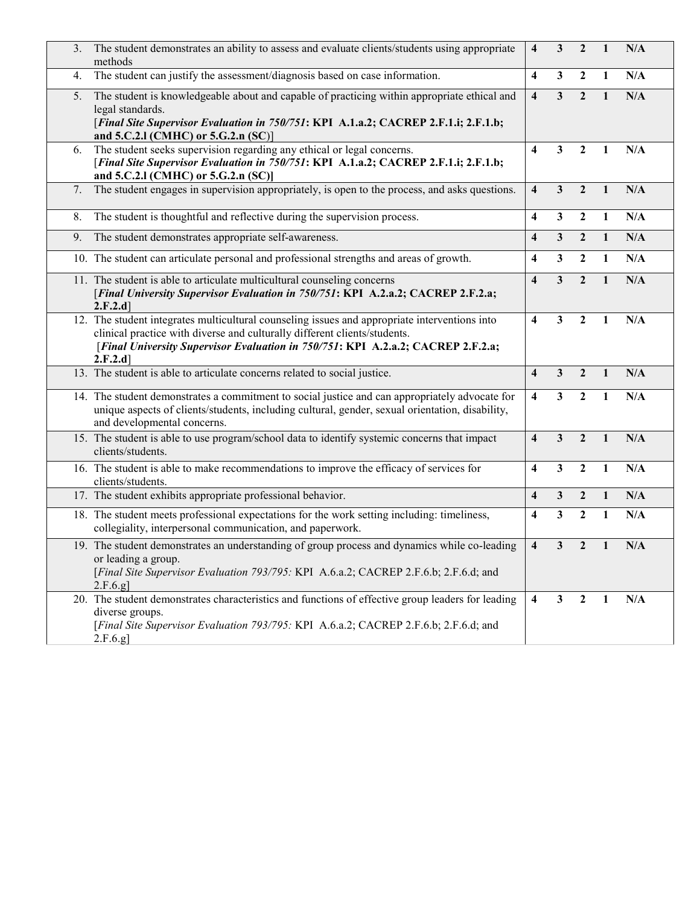| | | | | | |
|---|---|---|---|---|---|
| 3. The student demonstrates an ability to assess and evaluate clients/students using appropriate methods | **4** | **3** | **2** | **1** | **N/A** |
| 4. The student can justify the assessment/diagnosis based on case information. | **4** | **3** | **2** | **1** | **N/A** |
| 5. The student is knowledgeable about and capable of practicing within appropriate ethical and legal standards. [***Final Site Supervisor Evaluation in 750/751*: KPI A.1.a.2; CACREP 2.F.1.i; 2.F.1.b; and 5.C.2.l (CMHC) or 5.G.2.n (SC)**] | **4** | **3** | **2** | **1** | **N/A** |
| 6. The student seeks supervision regarding any ethical or legal concerns. [***Final Site Supervisor Evaluation in 750/751*: KPI A.1.a.2; CACREP 2.F.1.i; 2.F.1.b; and 5.C.2.l (CMHC) or 5.G.2.n (SC)]** | **4** | **3** | **2** | **1** | **N/A** |
| 7. The student engages in supervision appropriately, is open to the process, and asks questions. | **4** | **3** | **2** | **1** | **N/A** |
| 8. The student is thoughtful and reflective during the supervision process. | **4** | **3** | **2** | **1** | **N/A** |
| 9. The student demonstrates appropriate self-awareness. | **4** | **3** | **2** | **1** | **N/A** |
| 10. The student can articulate personal and professional strengths and areas of growth. | **4** | **3** | **2** | **1** | **N/A** |
| 11. The student is able to articulate multicultural counseling concerns [***Final University Supervisor Evaluation in 750/751*: KPI A.2.a.2; CACREP 2.F.2.a; 2.F.2.d**] | **4** | **3** | **2** | **1** | **N/A** |
| 12. The student integrates multicultural counseling issues and appropriate interventions into clinical practice with diverse and culturally different clients/students. [***Final University Supervisor Evaluation in 750/751*: KPI A.2.a.2; CACREP 2.F.2.a; 2.F.2.d**] | **4** | **3** | **2** | **1** | **N/A** |
| 13. The student is able to articulate concerns related to social justice. | **4** | **3** | **2** | **1** | **N/A** |
| 14. The student demonstrates a commitment to social justice and can appropriately advocate for unique aspects of clients/students, including cultural, gender, sexual orientation, disability, and developmental concerns. | **4** | **3** | **2** | **1** | **N/A** |
| 15. The student is able to use program/school data to identify systemic concerns that impact clients/students. | **4** | **3** | **2** | **1** | **N/A** |
| 16. The student is able to make recommendations to improve the efficacy of services for clients/students. | **4** | **3** | **2** | **1** | **N/A** |
| 17. The student exhibits appropriate professional behavior. | **4** | **3** | **2** | **1** | **N/A** |
| 18. The student meets professional expectations for the work setting including: timeliness, collegiality, interpersonal communication, and paperwork. | **4** | **3** | **2** | **1** | **N/A** |
| 19. The student demonstrates an understanding of group process and dynamics while co-leading or leading a group. [*Final Site Supervisor Evaluation 793/795:* KPI A.6.a.2; CACREP 2.F.6.b; 2.F.6.d; and 2.F.6.g] | **4** | **3** | **2** | **1** | **N/A** |
| 20. The student demonstrates characteristics and functions of effective group leaders for leading diverse groups. [*Final Site Supervisor Evaluation 793/795:* KPI A.6.a.2; CACREP 2.F.6.b; 2.F.6.d; and 2.F.6.g] | **4** | **3** | **2** | **1** | **N/A** |